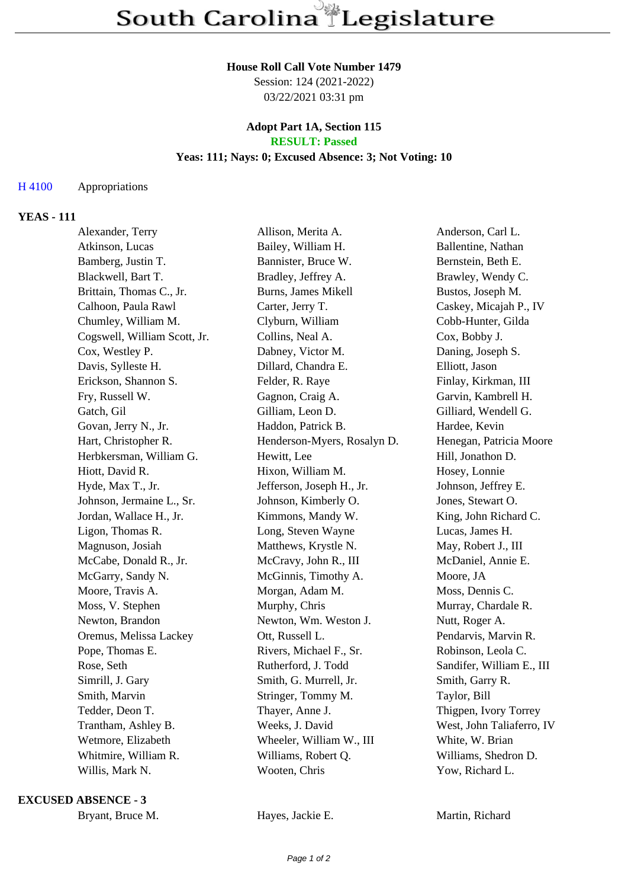# South Carolina Legislature

**House Roll Call Vote Number 1479**
Session: 124 (2021-2022)
03/22/2021 03:31 pm

**Adopt Part 1A, Section 115**
**RESULT: Passed**
**Yeas: 111; Nays: 0; Excused Absence: 3; Not Voting: 10**

H 4100 Appropriations

## YEAS - 111

| | | |
|---|---|---|
| Alexander, Terry | Allison, Merita A. | Anderson, Carl L. |
| Atkinson, Lucas | Bailey, William H. | Ballentine, Nathan |
| Bamberg, Justin T. | Bannister, Bruce W. | Bernstein, Beth E. |
| Blackwell, Bart T. | Bradley, Jeffrey A. | Brawley, Wendy C. |
| Brittain, Thomas C., Jr. | Burns, James Mikell | Bustos, Joseph M. |
| Calhoon, Paula Rawl | Carter, Jerry T. | Caskey, Micajah P., IV |
| Chumley, William M. | Clyburn, William | Cobb-Hunter, Gilda |
| Cogswell, William Scott, Jr. | Collins, Neal A. | Cox, Bobby J. |
| Cox, Westley P. | Dabney, Victor M. | Daning, Joseph S. |
| Davis, Sylleste H. | Dillard, Chandra E. | Elliott, Jason |
| Erickson, Shannon S. | Felder, R. Raye | Finlay, Kirkman, III |
| Fry, Russell W. | Gagnon, Craig A. | Garvin, Kambrell H. |
| Gatch, Gil | Gilliam, Leon D. | Gilliard, Wendell G. |
| Govan, Jerry N., Jr. | Haddon, Patrick B. | Hardee, Kevin |
| Hart, Christopher R. | Henderson-Myers, Rosalyn D. | Henegan, Patricia Moore |
| Herbkersman, William G. | Hewitt, Lee | Hill, Jonathon D. |
| Hiott, David R. | Hixon, William M. | Hosey, Lonnie |
| Hyde, Max T., Jr. | Jefferson, Joseph H., Jr. | Johnson, Jeffrey E. |
| Johnson, Jermaine L., Sr. | Johnson, Kimberly O. | Jones, Stewart O. |
| Jordan, Wallace H., Jr. | Kimmons, Mandy W. | King, John Richard C. |
| Ligon, Thomas R. | Long, Steven Wayne | Lucas, James H. |
| Magnuson, Josiah | Matthews, Krystle N. | May, Robert J., III |
| McCabe, Donald R., Jr. | McCravy, John R., III | McDaniel, Annie E. |
| McGarry, Sandy N. | McGinnis, Timothy A. | Moore, JA |
| Moore, Travis A. | Morgan, Adam M. | Moss, Dennis C. |
| Moss, V. Stephen | Murphy, Chris | Murray, Chardale R. |
| Newton, Brandon | Newton, Wm. Weston J. | Nutt, Roger A. |
| Oremus, Melissa Lackey | Ott, Russell L. | Pendarvis, Marvin R. |
| Pope, Thomas E. | Rivers, Michael F., Sr. | Robinson, Leola C. |
| Rose, Seth | Rutherford, J. Todd | Sandifer, William E., III |
| Simrill, J. Gary | Smith, G. Murrell, Jr. | Smith, Garry R. |
| Smith, Marvin | Stringer, Tommy M. | Taylor, Bill |
| Tedder, Deon T. | Thayer, Anne J. | Thigpen, Ivory Torrey |
| Trantham, Ashley B. | Weeks, J. David | West, John Taliaferro, IV |
| Wetmore, Elizabeth | Wheeler, William W., III | White, W. Brian |
| Whitmire, William R. | Williams, Robert Q. | Williams, Shedron D. |
| Willis, Mark N. | Wooten, Chris | Yow, Richard L. |

## EXCUSED ABSENCE - 3

| | | |
|---|---|---|
| Bryant, Bruce M. | Hayes, Jackie E. | Martin, Richard |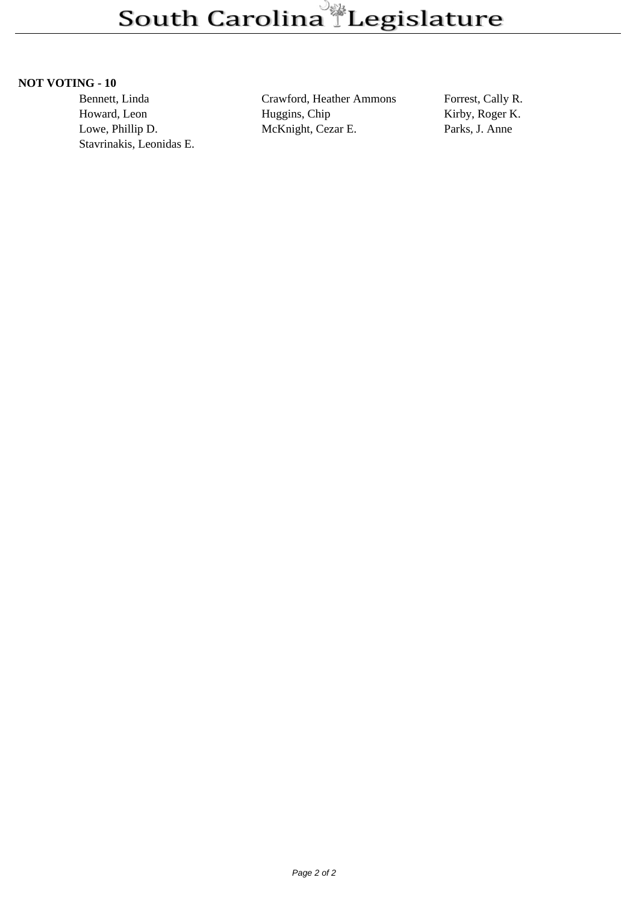**NOT VOTING - 10**

| | | |
|---|---|---|
| Bennett, Linda | Crawford, Heather Ammons | Forrest, Cally R. |
| Howard, Leon | Huggins, Chip | Kirby, Roger K. |
| Lowe, Phillip D. | McKnight, Cezar E. | Parks, J. Anne |
| Stavrinakis, Leonidas E. | | |